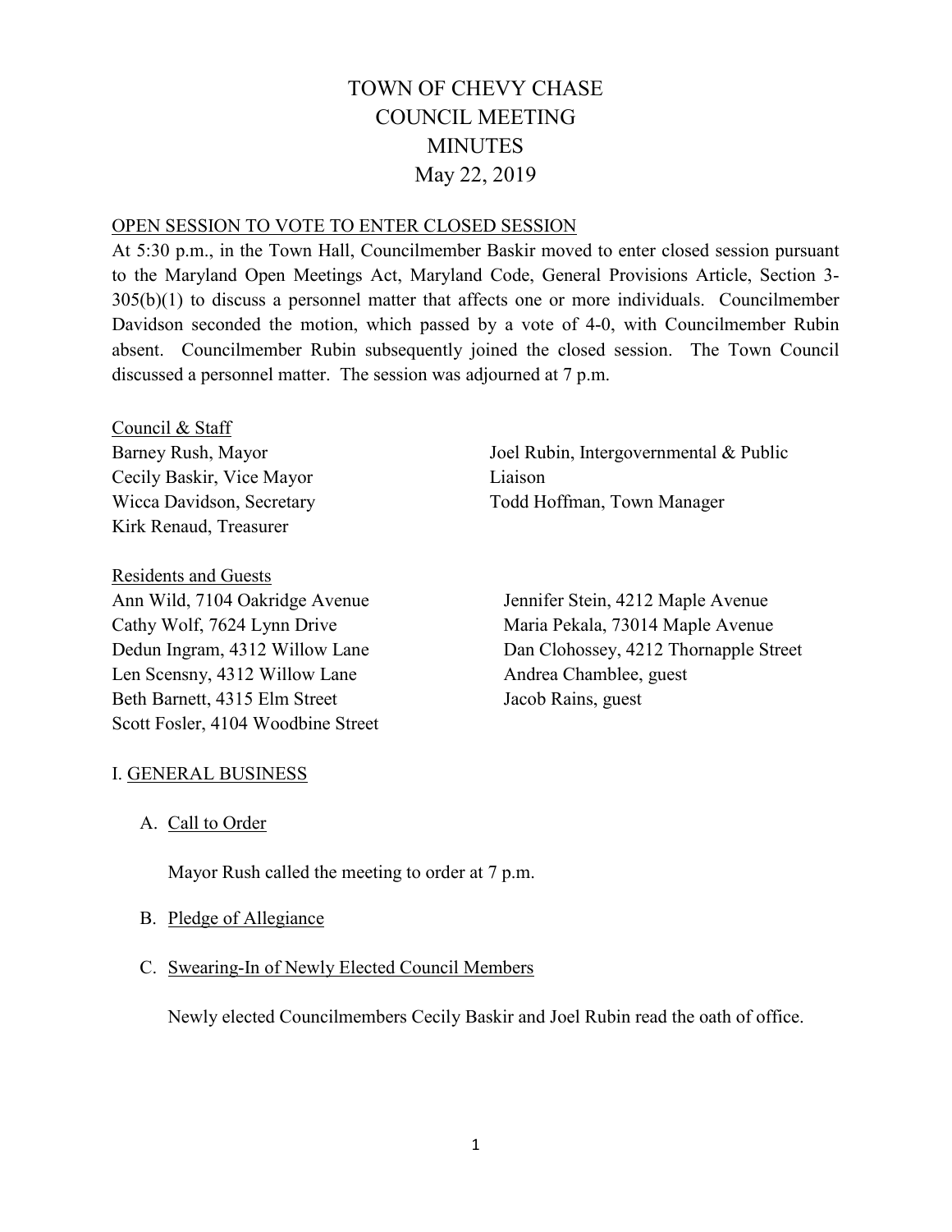# TOWN OF CHEVY CHASE
# COUNCIL MEETING
# MINUTES
# May 22, 2019

OPEN SESSION TO VOTE TO ENTER CLOSED SESSION

At 5:30 p.m., in the Town Hall, Councilmember Baskir moved to enter closed session pursuant to the Maryland Open Meetings Act, Maryland Code, General Provisions Article, Section 3-305(b)(1) to discuss a personnel matter that affects one or more individuals. Councilmember Davidson seconded the motion, which passed by a vote of 4-0, with Councilmember Rubin absent. Councilmember Rubin subsequently joined the closed session. The Town Council discussed a personnel matter. The session was adjourned at 7 p.m.

Council & Staff

Barney Rush, Mayor
Cecily Baskir, Vice Mayor
Wicca Davidson, Secretary
Kirk Renaud, Treasurer
Joel Rubin, Intergovernmental & Public Liaison
Todd Hoffman, Town Manager

Residents and Guests

Ann Wild, 7104 Oakridge Avenue
Cathy Wolf, 7624 Lynn Drive
Dedun Ingram, 4312 Willow Lane
Len Scensny, 4312 Willow Lane
Beth Barnett, 4315 Elm Street
Scott Fosler, 4104 Woodbine Street
Jennifer Stein, 4212 Maple Avenue
Maria Pekala, 73014 Maple Avenue
Dan Clohossey, 4212 Thornapple Street
Andrea Chamblee, guest
Jacob Rains, guest

## I. GENERAL BUSINESS

A. Call to Order

Mayor Rush called the meeting to order at 7 p.m.

B. Pledge of Allegiance

C. Swearing-In of Newly Elected Council Members

Newly elected Councilmembers Cecily Baskir and Joel Rubin read the oath of office.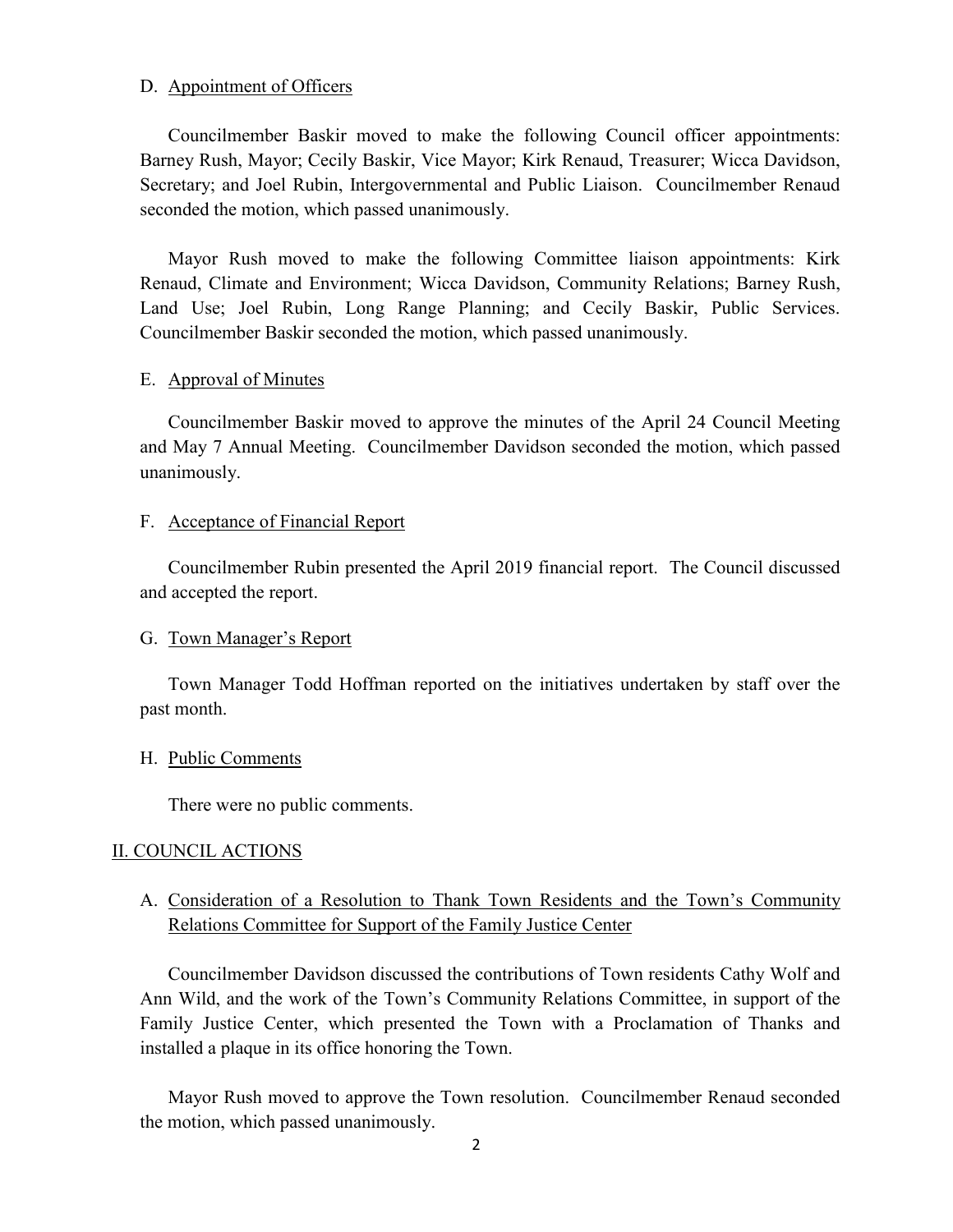D. Appointment of Officers

Councilmember Baskir moved to make the following Council officer appointments: Barney Rush, Mayor; Cecily Baskir, Vice Mayor; Kirk Renaud, Treasurer; Wicca Davidson, Secretary; and Joel Rubin, Intergovernmental and Public Liaison. Councilmember Renaud seconded the motion, which passed unanimously.

Mayor Rush moved to make the following Committee liaison appointments: Kirk Renaud, Climate and Environment; Wicca Davidson, Community Relations; Barney Rush, Land Use; Joel Rubin, Long Range Planning; and Cecily Baskir, Public Services. Councilmember Baskir seconded the motion, which passed unanimously.

E. Approval of Minutes

Councilmember Baskir moved to approve the minutes of the April 24 Council Meeting and May 7 Annual Meeting. Councilmember Davidson seconded the motion, which passed unanimously.

F. Acceptance of Financial Report

Councilmember Rubin presented the April 2019 financial report. The Council discussed and accepted the report.

G. Town Manager's Report

Town Manager Todd Hoffman reported on the initiatives undertaken by staff over the past month.

H. Public Comments

There were no public comments.

## II. COUNCIL ACTIONS

A. Consideration of a Resolution to Thank Town Residents and the Town's Community Relations Committee for Support of the Family Justice Center

Councilmember Davidson discussed the contributions of Town residents Cathy Wolf and Ann Wild, and the work of the Town's Community Relations Committee, in support of the Family Justice Center, which presented the Town with a Proclamation of Thanks and installed a plaque in its office honoring the Town.

Mayor Rush moved to approve the Town resolution. Councilmember Renaud seconded the motion, which passed unanimously.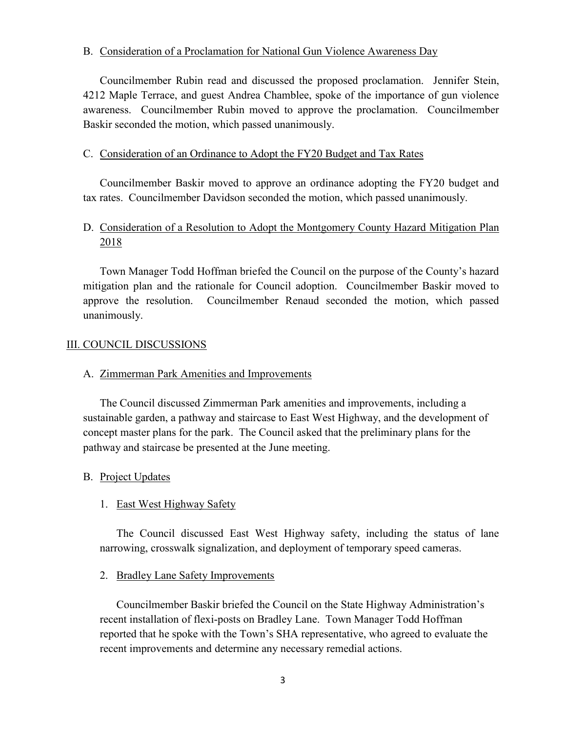B. Consideration of a Proclamation for National Gun Violence Awareness Day

Councilmember Rubin read and discussed the proposed proclamation. Jennifer Stein, 4212 Maple Terrace, and guest Andrea Chamblee, spoke of the importance of gun violence awareness. Councilmember Rubin moved to approve the proclamation. Councilmember Baskir seconded the motion, which passed unanimously.

C. Consideration of an Ordinance to Adopt the FY20 Budget and Tax Rates

Councilmember Baskir moved to approve an ordinance adopting the FY20 budget and tax rates. Councilmember Davidson seconded the motion, which passed unanimously.

D. Consideration of a Resolution to Adopt the Montgomery County Hazard Mitigation Plan 2018

Town Manager Todd Hoffman briefed the Council on the purpose of the County's hazard mitigation plan and the rationale for Council adoption. Councilmember Baskir moved to approve the resolution. Councilmember Renaud seconded the motion, which passed unanimously.

## III. COUNCIL DISCUSSIONS

A. Zimmerman Park Amenities and Improvements

The Council discussed Zimmerman Park amenities and improvements, including a sustainable garden, a pathway and staircase to East West Highway, and the development of concept master plans for the park. The Council asked that the preliminary plans for the pathway and staircase be presented at the June meeting.

B. Project Updates

1. East West Highway Safety

The Council discussed East West Highway safety, including the status of lane narrowing, crosswalk signalization, and deployment of temporary speed cameras.

2. Bradley Lane Safety Improvements

Councilmember Baskir briefed the Council on the State Highway Administration's recent installation of flexi-posts on Bradley Lane. Town Manager Todd Hoffman reported that he spoke with the Town's SHA representative, who agreed to evaluate the recent improvements and determine any necessary remedial actions.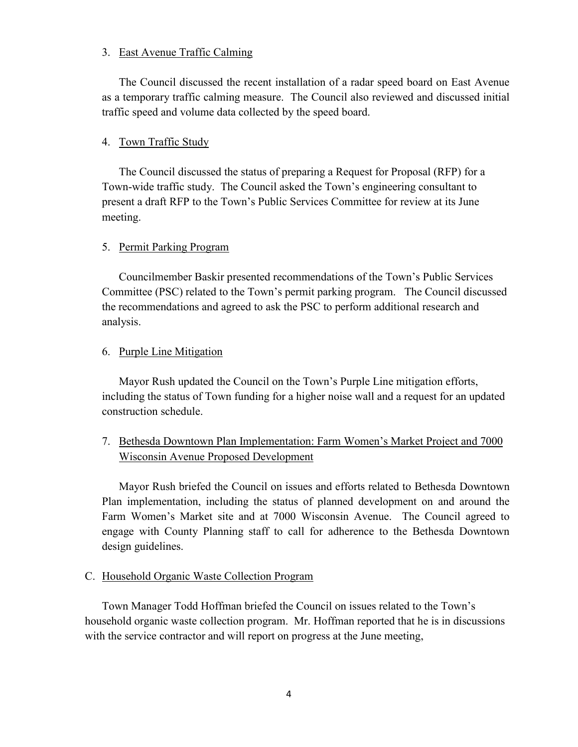3. East Avenue Traffic Calming

The Council discussed the recent installation of a radar speed board on East Avenue as a temporary traffic calming measure. The Council also reviewed and discussed initial traffic speed and volume data collected by the speed board.

4. Town Traffic Study

The Council discussed the status of preparing a Request for Proposal (RFP) for a Town-wide traffic study. The Council asked the Town's engineering consultant to present a draft RFP to the Town's Public Services Committee for review at its June meeting.

5. Permit Parking Program

Councilmember Baskir presented recommendations of the Town's Public Services Committee (PSC) related to the Town's permit parking program. The Council discussed the recommendations and agreed to ask the PSC to perform additional research and analysis.

6. Purple Line Mitigation

Mayor Rush updated the Council on the Town's Purple Line mitigation efforts, including the status of Town funding for a higher noise wall and a request for an updated construction schedule.

7. Bethesda Downtown Plan Implementation: Farm Women's Market Project and 7000 Wisconsin Avenue Proposed Development

Mayor Rush briefed the Council on issues and efforts related to Bethesda Downtown Plan implementation, including the status of planned development on and around the Farm Women's Market site and at 7000 Wisconsin Avenue. The Council agreed to engage with County Planning staff to call for adherence to the Bethesda Downtown design guidelines.

C. Household Organic Waste Collection Program

Town Manager Todd Hoffman briefed the Council on issues related to the Town's household organic waste collection program. Mr. Hoffman reported that he is in discussions with the service contractor and will report on progress at the June meeting,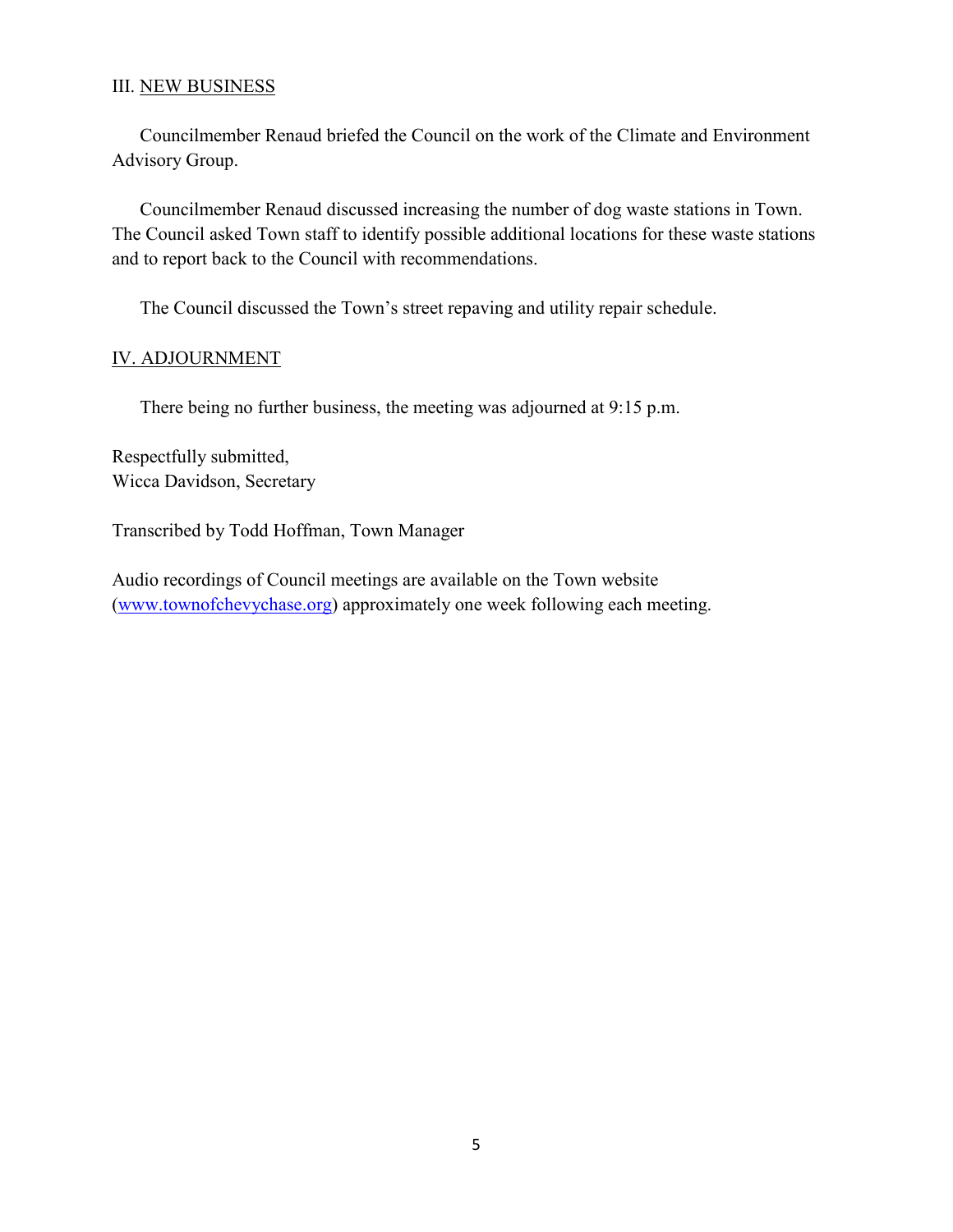## III. NEW BUSINESS

Councilmember Renaud briefed the Council on the work of the Climate and Environment Advisory Group.

Councilmember Renaud discussed increasing the number of dog waste stations in Town. The Council asked Town staff to identify possible additional locations for these waste stations and to report back to the Council with recommendations.

The Council discussed the Town's street repaving and utility repair schedule.

## IV. ADJOURNMENT

There being no further business, the meeting was adjourned at 9:15 p.m.

Respectfully submitted,
Wicca Davidson, Secretary

Transcribed by Todd Hoffman, Town Manager

Audio recordings of Council meetings are available on the Town website ([www.townofchevychase.org](http://www.townofchevychase.org)) approximately one week following each meeting.